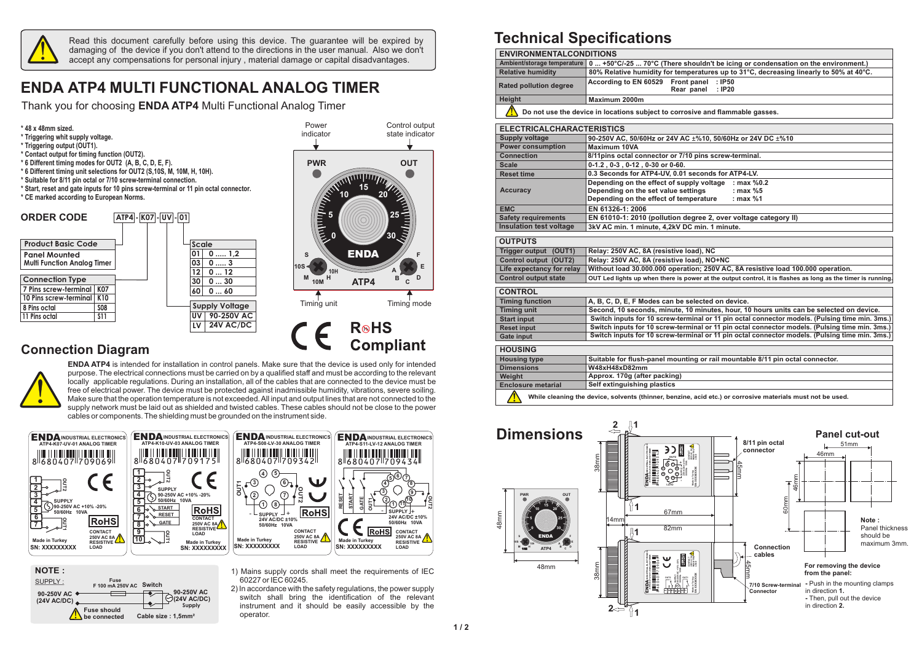Read this document carefully before using this device. The guarantee will be expired by damaging of the device if you don't attend to the directions in the user manual. Also we don't accept any compensations for personal injury , material damage or capital disadvantages.

# ENDA ATP4 MULTI FUNCTIONAL ANALOG TIMER

Thank you for choosing **ENDA ATP4** Multi Functional Analog Timer

* 48 x 48mm sized.
* Triggering whit supply voltage.
* Triggering output (OUT1).
* Contact output for timing function (OUT2).
* 6 Different timing modes for OUT2 (A, B, C, D, E, F).
* 6 Different timing unit selections for OUT2 (S,10S, M, 10M, H, 10H).
* Suitable for 8/11 pin octal or 7/10 screw-terminal connection.
* Start, reset and gate inputs for 10 pins screw-terminal or 11 pin octal connector.
* CE marked according to European Norms.

## ORDER CODE

ATP4 - K07 - UV - 01

| Product Basic Code | |
|---|---|
| Panel Mounted Multi Function Analog Timer | |

| Connection Type | |
|---|---|
| 7 Pins screw-terminal | K07 |
| 10 Pins screw-terminal | K10 |
| 8 Pins octal | S08 |
| 11 Pins octal | S11 |

| Scale | |
|---|---|
| 01 | 0 ..... 1,2 |
| 03 | 0 ..... 3 |
| 12 | 0 ... 12 |
| 30 | 0 ... 30 |
| 60 | 0 ... 60 |

| Supply Voltage | |
|---|---|
| UV | 90-250V AC |
| LV | 24V AC/DC |

Power indicator
Control output state indicator
PWR
OUT
Timing unit
Timing mode

RoHS Compliant

## Connection Diagram

**ENDA ATP4** is intended for installation in control panels. Make sure that the device is used only for intended purpose. The electrical connections must be carried on by a qualified staff and must be according to the relevant locally applicable regulations. During an installation, all of the cables that are connected to the device must be free of electrical power. The device must be protected against inadmissible humidity, vibrations, severe soiling. Make sure that the operation temperature is not exceeded. All input and output lines that are not connected to the supply network must be laid out as shielded and twisted cables. These cables should not be close to the power cables or components. The shielding must be grounded on the instrument side.

ATP4-K07-UV-01 ANALOG TIMER
SUPPLY 90-250V AC +10% -20% 50/60Hz 10VA
CONTACT 250V AC 8A RESISTIVE LOAD
Made in Turkey
SN: XXXXXXXXX

ATP4-K10-UV-03 ANALOG TIMER
SUPPLY 90-250V AC +10% -20% 50/60Hz 10VA
START
RESET
GATE
CONTACT 250V AC 8A RESISTIVE LOAD
Made in Turkey
SN: XXXXXXXXX

ATP4-S08-LV-30 ANALOG TIMER
SUPPLY 24V AC/DC ±10% 50/60Hz 10VA
CONTACT 250V AC 8A RESISTIVE LOAD
Made in Turkey
SN: XXXXXXXXX

ATP4-S11-LV-12 ANALOG TIMER
RESET START GATE
SUPPLY 24V AC/DC ±10% 50/60Hz 10VA
CONTACT 250V AC 8A RESISTIVE LOAD
Made in Turkey
SN: XXXXXXXXX

**NOTE :**

SUPPLY :
90-250V AC (24V AC/DC)
Fuse F 100 mA 250V AC
Switch
90-250V AC (24V AC/DC) Supply
Fuse should be connected
Cable size : 1,5mm²

1) Mains supply cords shall meet the requirements of IEC 60227 or IEC 60245.
2) In accordance with the safety regulations, the power supply switch shall bring the identification of the relevant instrument and it should be easily accessible by the operator.

# Technical Specifications

| ENVIRONMENTALCONDITIONS | |
|---|---|
| Ambient/storage temperature | 0 ... +50°C/-25 ... 70°C (There shouldn't be icing or condensation on the environment.) |
| Relative humidity | 80% Relative humidity for temperatures up to 31°C, decreasing linearly to 50% at 40°C. |
| Rated pollution degree | According to EN 60529 Front panel : IP50, Rear panel : IP20 |
| Height | Maximum 2000m |

Do not use the device in locations subject to corrosive and flammable gasses.

| ELECTRICALCHARACTERISTICS | |
|---|---|
| Supply voltage | 90-250V AC, 50/60Hz or 24V AC ±%10, 50/60Hz or 24V DC ±%10 |
| Power consumption | Maximum 10VA |
| Connection | 8/11pins octal connector or 7/10 pins screw-terminal. |
| Scale | 0-1.2 , 0-3 , 0-12 , 0-30 or 0-60. |
| Reset time | 0.3 Seconds for ATP4-UV, 0.01 seconds for ATP4-LV. |
| Accuracy | Depending on the effect of supply voltage : max %0.2<br>Depending on the set value settings : max %5<br>Depending on the effect of temperature : max %1 |
| EMC | EN 61326-1: 2006 |
| Safety requirements | EN 61010-1: 2010 (pollution degree 2, over voltage category II) |
| Insulation test voltage | 3kV AC min. 1 minute, 4,2kV DC min. 1 minute. |

| OUTPUTS | |
|---|---|
| Trigger output (OUT1) | Relay: 250V AC, 8A (resistive load), NC |
| Control output (OUT2) | Relay: 250V AC, 8A (resistive load), NO+NC |
| Life expectancy for relay | Without load 30.000.000 operation; 250V AC, 8A resistive load 100.000 operation. |
| Control output state | OUT Led lights up when there is power at the output control, it is flashes as long as the timer is running. |

| CONTROL | |
|---|---|
| Timing function | A, B, C, D, E, F Modes can be selected on device. |
| Timing unit | Second, 10 seconds, minute, 10 minutes, hour, 10 hours units can be selected on device. |
| Start input | Switch inputs for 10 screw-terminal or 11 pin octal connector models. (Pulsing time min. 3ms.) |
| Reset input | Switch inputs for 10 screw-terminal or 11 pin octal connector models. (Pulsing time min. 3ms.) |
| Gate input | Switch inputs for 10 screw-terminal or 11 pin octal connector models. (Pulsing time min. 3ms.) |

| HOUSING | |
|---|---|
| Housing type | Suitable for flush-panel mounting or rail mountable 8/11 pin octal connector. |
| Dimensions | W48xH48xD82mm |
| Weight | Approx. 170g (after packing) |
| Enclosure meterial | Self extinguishing plastics |

While cleaning the device, solvents (thinner, benzine, acid etc.) or corrosive materials must not be used.

## Dimensions

48mm
48mm
38mm
45mm
14mm
67mm
82mm
8/11 pin octal connector
7/10 Screw-terminal Connector
Connection cables

## Panel cut-out

51mm
46mm
46mm
60mm

**Note :** Panel thickness should be maximum 3mm.

**For removing the device from the panel:**

- Push in the mounting clamps in direction **1.**
- Then, pull out the device in direction **2.**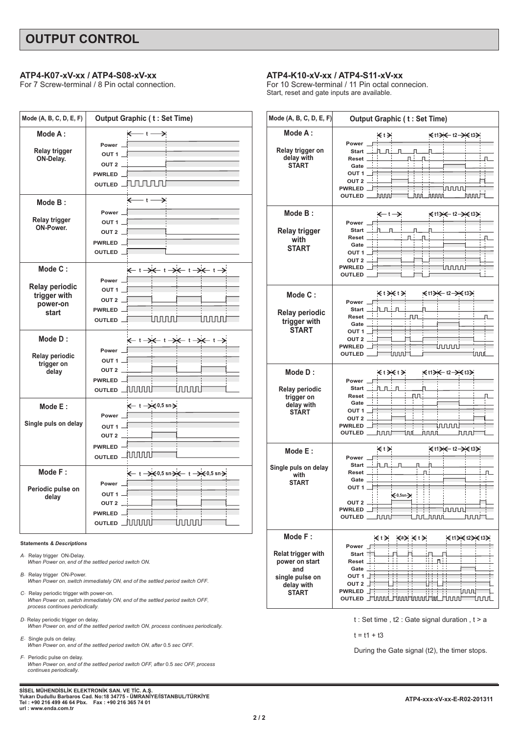# OUTPUT CONTROL

## ATP4-K07-xV-xx / ATP4-S08-xV-xx

For 7 Screw-terminal / 8 Pin octal connection.

| Mode (A, B, C, D, E, F) | Output Graphic ( t : Set Time) |
|---|---|
| **Mode A :** Relay trigger ON-Delay. | t<br>Power<br>OUT 1<br>OUT 2<br>PWRLED<br>OUTLED |
| **Mode B :** Relay trigger ON-Power. | t<br>Power<br>OUT 1<br>OUT 2<br>PWRLED<br>OUTLED |
| **Mode C :** Relay periodic trigger with power-on start | t t t t<br>Power<br>OUT 1<br>OUT 2<br>PWRLED<br>OUTLED |
| **Mode D :** Relay periodic trigger on delay | t t t t<br>Power<br>OUT 1<br>OUT 2<br>PWRLED<br>OUTLED |
| **Mode E :** Single puls on delay | t 0,5 sn<br>Power<br>OUT 1<br>OUT 2<br>PWRLED<br>OUTLED |
| **Mode F :** Periodic pulse on delay | t 0,5 sn t 0,5 sn<br>Power<br>OUT 1<br>OUT 2<br>PWRLED<br>OUTLED |

#### Statements & *Descriptions*

*A*- Relay trigger ON-Delay.
*When Power on, end of the settled period switch ON.*

*B*- Relay trigger ON-Power.
*When Power on, switch immediately ON, end of the settled period switch OFF.*

*C*- Relay periodic trigger with power-on.
*When Power on, switch immediately ON, end of the settled period switch OFF, process continues periodically.*

*D*- Relay periodic trigger on delay.
*When Power on, end of the settled period switch ON, process continues periodically.*

*E*- Single puls on delay.
*When Power on, end of the settled period switch ON, after 0.5 sec OFF.*

*F*- Periodic pulse on delay.
*When Power on, end of the settled period switch OFF, after 0.5 sec OFF, process continues periodically.*

## ATP4-K10-xV-xx / ATP4-S11-xV-xx

For 10 Screw-terminal / 11 Pin octal connecion.
Start, reset and gate inputs are available.

| Mode (A, B, C, D, E, F) | Output Graphic ( t : Set Time) |
|---|---|
| **Mode A :** Relay trigger on delay with START | t t1 t2 t3<br>Power<br>Start<br>Reset<br>Gate<br>OUT 1<br>OUT 2<br>PWRLED<br>OUTLED |
| **Mode B :** Relay trigger with START | t t1 t2 t3<br>Power<br>Start<br>Reset<br>Gate<br>OUT 1<br>OUT 2<br>PWRLED<br>OUTLED |
| **Mode C :** Relay periodic trigger with START | t t t1 t2 t3<br>Power<br>Start<br>Reset<br>Gate<br>OUT 1<br>OUT 2<br>PWRLED<br>OUTLED |
| **Mode D :** Relay periodic trigger on delay with START | t t t1 t2 t3<br>Power<br>Start<br>Reset<br>Gate<br>OUT 1<br>OUT 2<br>PWRLED<br>OUTLED |
| **Mode E :** Single puls on delay with START | t t1 t2 t3<br>Power<br>Start<br>Reset<br>Gate<br>OUT 1<br>0,5sn<br>OUT 2<br>PWRLED<br>OUTLED |
| **Mode F :** Relat trigger with power on start and single pulse on delay with START | t a t t1 t2 t3<br>Power<br>Start<br>Reset<br>Gate<br>OUT 1<br>OUT 2<br>PWRLED<br>OUTLED |

t : Set time , t2 : Gate signal duration , t > a

t = t1 + t3

During the Gate signal (t2), the timer stops.

**SİSEL MÜHENDİSLİK ELEKTRONİK SAN. VE TİC. A.Ş.**
**Yukarı Dudullu Barbaros Cad. No:18 34775 - ÜMRANİYE/İSTANBUL/TÜRKİYE**
**Tel : +90 216 499 46 64 Pbx. Fax : +90 216 365 74 01**
**url : www.enda.com.tr**

**ATP4-xxx-xV-xx-E-R02-201311**